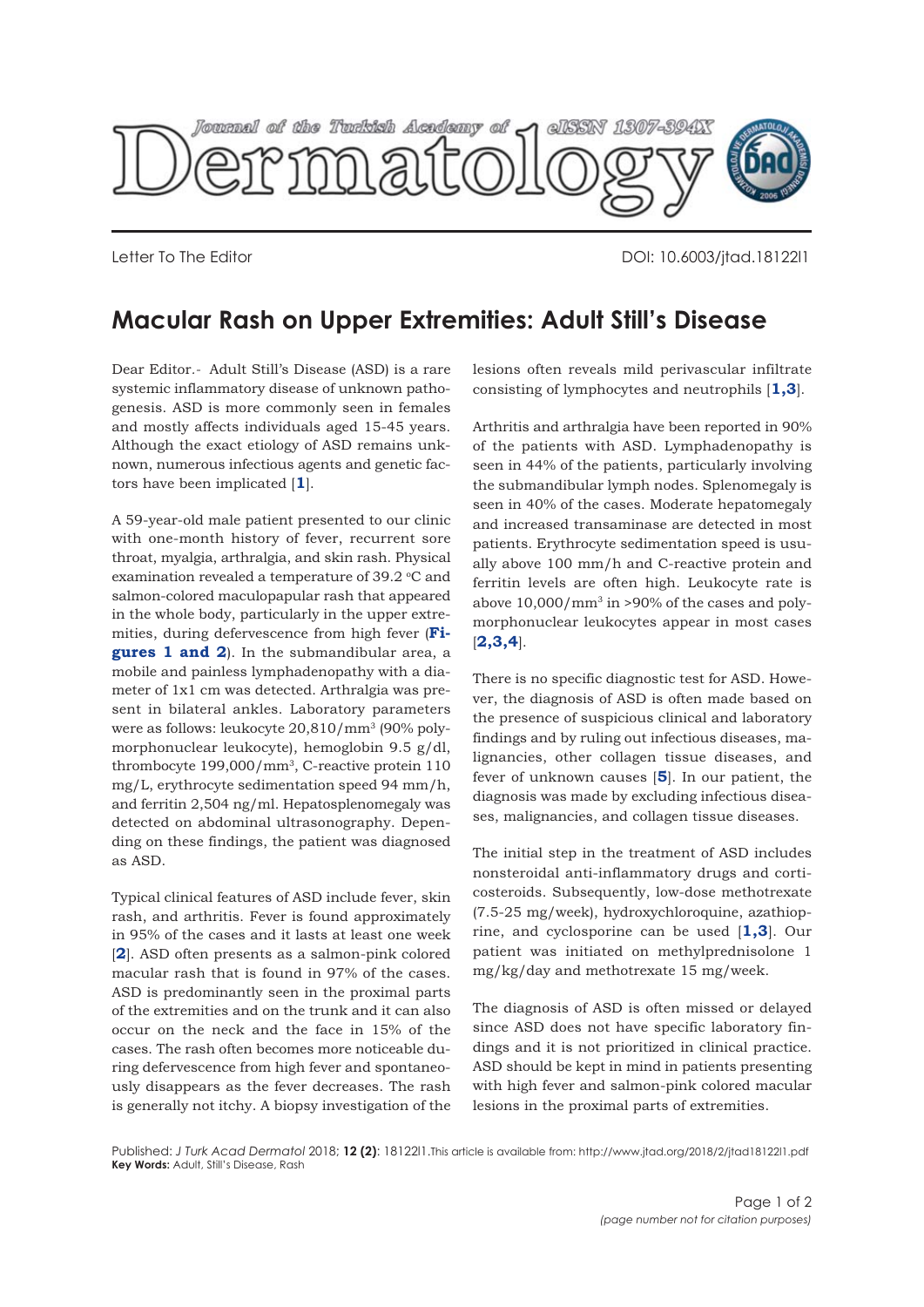Letter To The Editor

DOI: 10.6003/jtad.18122l1

# Macular Rash on Upper Extremities: Adult Still's Disease

Dear Editor.- Adult Still's Disease (ASD) is a rare systemic inflammatory disease of unknown pathogenesis. ASD is more commonly seen in females and mostly affects individuals aged 15-45 years. Although the exact etiology of ASD remains unknown, numerous infectious agents and genetic factors have been implicated [1].

A 59-year-old male patient presented to our clinic with one-month history of fever, recurrent sore throat, myalgia, arthralgia, and skin rash. Physical examination revealed a temperature of 39.2 °C and salmon-colored maculopapular rash that appeared in the whole body, particularly in the upper extremities, during defervescence from high fever (**Figures 1 and 2**). In the submandibular area, a mobile and painless lymphadenopathy with a diameter of 1x1 cm was detected. Arthralgia was present in bilateral ankles. Laboratory parameters were as follows: leukocyte 20,810/mm$^3$ (90% polymorphonuclear leukocyte), hemoglobin 9.5 g/dl, thrombocyte 199,000/mm$^3$, C-reactive protein 110 mg/L, erythrocyte sedimentation speed 94 mm/h, and ferritin 2,504 ng/ml. Hepatosplenomegaly was detected on abdominal ultrasonography. Depending on these findings, the patient was diagnosed as ASD.

Typical clinical features of ASD include fever, skin rash, and arthritis. Fever is found approximately in 95% of the cases and it lasts at least one week [2]. ASD often presents as a salmon-pink colored macular rash that is found in 97% of the cases. ASD is predominantly seen in the proximal parts of the extremities and on the trunk and it can also occur on the neck and the face in 15% of the cases. The rash often becomes more noticeable during defervescence from high fever and spontaneously disappears as the fever decreases. The rash is generally not itchy. A biopsy investigation of the lesions often reveals mild perivascular infiltrate consisting of lymphocytes and neutrophils [1,3].

Arthritis and arthralgia have been reported in 90% of the patients with ASD. Lymphadenopathy is seen in 44% of the patients, particularly involving the submandibular lymph nodes. Splenomegaly is seen in 40% of the cases. Moderate hepatomegaly and increased transaminase are detected in most patients. Erythrocyte sedimentation speed is usually above 100 mm/h and C-reactive protein and ferritin levels are often high. Leukocyte rate is above 10,000/mm$^3$ in >90% of the cases and polymorphonuclear leukocytes appear in most cases [2,3,4].

There is no specific diagnostic test for ASD. However, the diagnosis of ASD is often made based on the presence of suspicious clinical and laboratory findings and by ruling out infectious diseases, malignancies, other collagen tissue diseases, and fever of unknown causes [5]. In our patient, the diagnosis was made by excluding infectious diseases, malignancies, and collagen tissue diseases.

The initial step in the treatment of ASD includes nonsteroidal anti-inflammatory drugs and corticosteroids. Subsequently, low-dose methotrexate (7.5-25 mg/week), hydroxychloroquine, azathioprine, and cyclosporine can be used [1,3]. Our patient was initiated on methylprednisolone 1 mg/kg/day and methotrexate 15 mg/week.

The diagnosis of ASD is often missed or delayed since ASD does not have specific laboratory findings and it is not prioritized in clinical practice. ASD should be kept in mind in patients presenting with high fever and salmon-pink colored macular lesions in the proximal parts of extremities.

Published: *J Turk Acad Dermatol* 2018; **12 (2)**: 18122l1. This article is available from: http://www.jtad.org/2018/2/jtad18122l1.pdf
**Key Words:** Adult, Still's Disease, Rash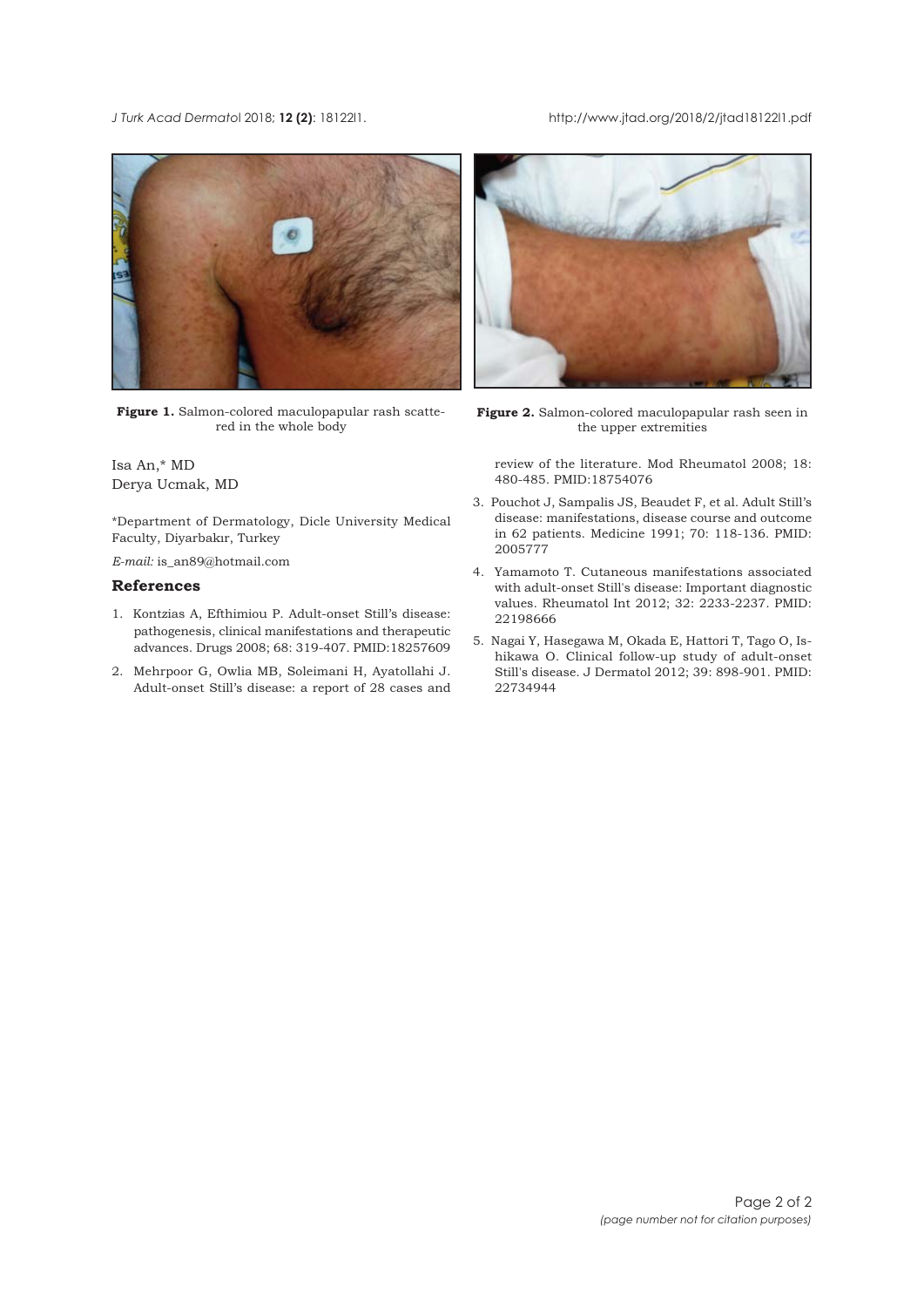Figure 1. Salmon-colored maculopapular rash scattered in the whole body

Figure 2. Salmon-colored maculopapular rash seen in the upper extremities

Isa An,* MD
Derya Ucmak, MD

*Department of Dermatology, Dicle University Medical Faculty, Diyarbakır, Turkey

*E-mail:* is_an89@hotmail.com

## References

1. Kontzias A, Efthimiou P. Adult-onset Still's disease: pathogenesis, clinical manifestations and therapeutic advances. Drugs 2008; 68: 319-407. PMID:18257609
2. Mehrpoor G, Owlia MB, Soleimani H, Ayatollahi J. Adult-onset Still's disease: a report of 28 cases and review of the literature. Mod Rheumatol 2008; 18: 480-485. PMID:18754076
3. Pouchot J, Sampalis JS, Beaudet F, et al. Adult Still's disease: manifestations, disease course and outcome in 62 patients. Medicine 1991; 70: 118-136. PMID: 2005777
4. Yamamoto T. Cutaneous manifestations associated with adult-onset Still's disease: Important diagnostic values. Rheumatol Int 2012; 32: 2233-2237. PMID: 22198666
5. Nagai Y, Hasegawa M, Okada E, Hattori T, Tago O, Ishikawa O. Clinical follow-up study of adult-onset Still's disease. J Dermatol 2012; 39: 898-901. PMID: 22734944